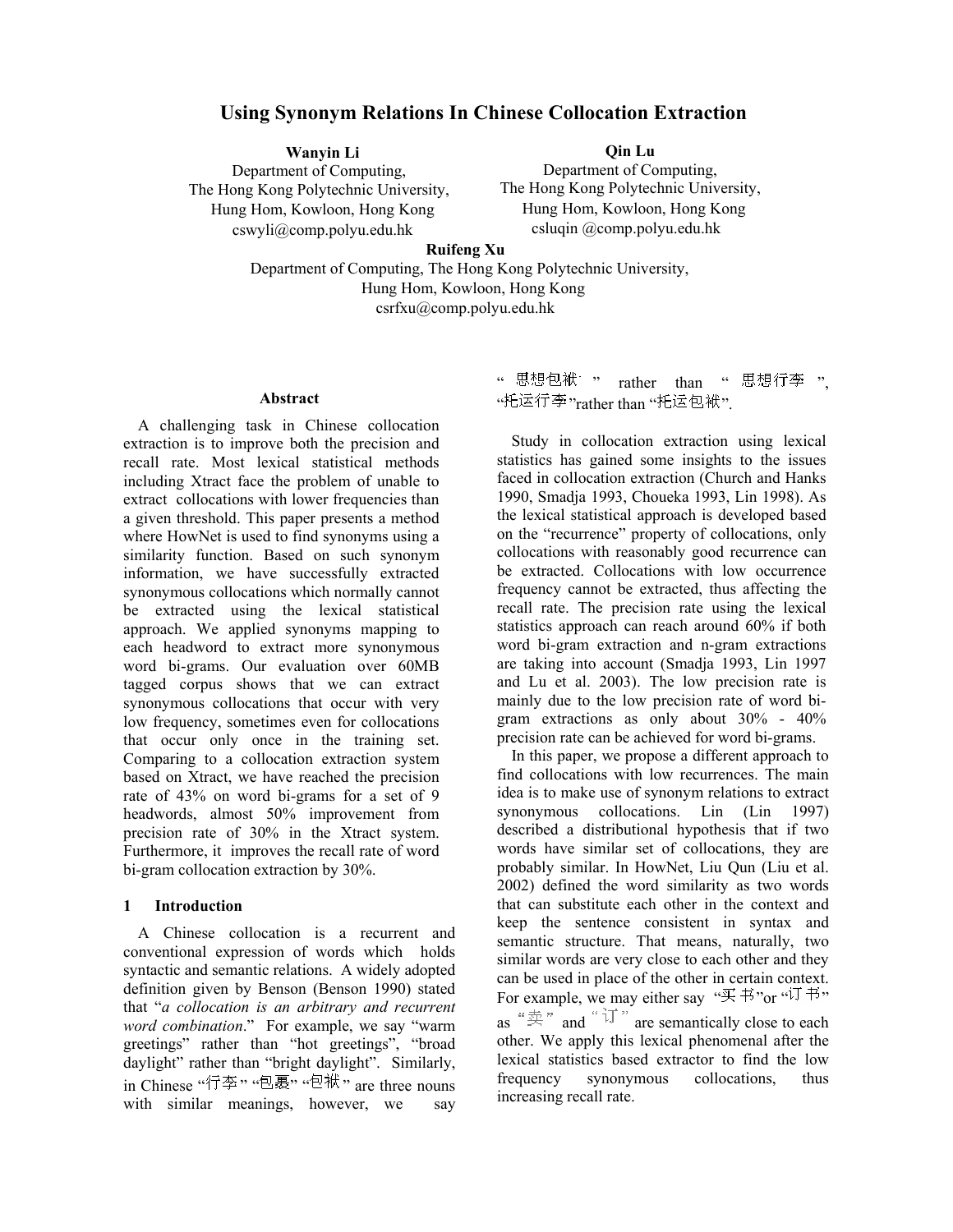# Using Synonym Relations In Chinese Collocation Extraction

**Wanyin Li**
Department of Computing,
The Hong Kong Polytechnic University,
Hung Hom, Kowloon, Hong Kong
cswyli@comp.polyu.edu.hk

**Qin Lu**
Department of Computing,
The Hong Kong Polytechnic University,
Hung Hom, Kowloon, Hong Kong
csluqin @comp.polyu.edu.hk

**Ruifeng Xu**
Department of Computing, The Hong Kong Polytechnic University,
Hung Hom, Kowloon, Hong Kong
csrfxu@comp.polyu.edu.hk

## Abstract

A challenging task in Chinese collocation extraction is to improve both the precision and recall rate. Most lexical statistical methods including Xtract face the problem of unable to extract collocations with lower frequencies than a given threshold. This paper presents a method where HowNet is used to find synonyms using a similarity function. Based on such synonym information, we have successfully extracted synonymous collocations which normally cannot be extracted using the lexical statistical approach. We applied synonyms mapping to each headword to extract more synonymous word bi-grams. Our evaluation over 60MB tagged corpus shows that we can extract synonymous collocations that occur with very low frequency, sometimes even for collocations that occur only once in the training set. Comparing to a collocation extraction system based on Xtract, we have reached the precision rate of 43% on word bi-grams for a set of 9 headwords, almost 50% improvement from precision rate of 30% in the Xtract system. Furthermore, it improves the recall rate of word bi-gram collocation extraction by 30%.

## 1 Introduction

A Chinese collocation is a recurrent and conventional expression of words which holds syntactic and semantic relations. A widely adopted definition given by Benson (Benson 1990) stated that "*a collocation is an arbitrary and recurrent word combination*." For example, we say "warm greetings" rather than "hot greetings", "broad daylight" rather than "bright daylight". Similarly, in Chinese "行李" "包裹" "包袱" are three nouns with similar meanings, however, we say "思想包袱" rather than "思想行李", "托运行李"rather than "托运包袱".

Study in collocation extraction using lexical statistics has gained some insights to the issues faced in collocation extraction (Church and Hanks 1990, Smadja 1993, Choueka 1993, Lin 1998). As the lexical statistical approach is developed based on the "recurrence" property of collocations, only collocations with reasonably good recurrence can be extracted. Collocations with low occurrence frequency cannot be extracted, thus affecting the recall rate. The precision rate using the lexical statistics approach can reach around 60% if both word bi-gram extraction and n-gram extractions are taking into account (Smadja 1993, Lin 1997 and Lu et al. 2003). The low precision rate is mainly due to the low precision rate of word bi-gram extractions as only about 30% - 40% precision rate can be achieved for word bi-grams.

In this paper, we propose a different approach to find collocations with low recurrences. The main idea is to make use of synonym relations to extract synonymous collocations. Lin (Lin 1997) described a distributional hypothesis that if two words have similar set of collocations, they are probably similar. In HowNet, Liu Qun (Liu et al. 2002) defined the word similarity as two words that can substitute each other in the context and keep the sentence consistent in syntax and semantic structure. That means, naturally, two similar words are very close to each other and they can be used in place of the other in certain context. For example, we may either say "买书"or "订书" as "卖" and "订" are semantically close to each other. We apply this lexical phenomenal after the lexical statistics based extractor to find the low frequency synonymous collocations, thus increasing recall rate.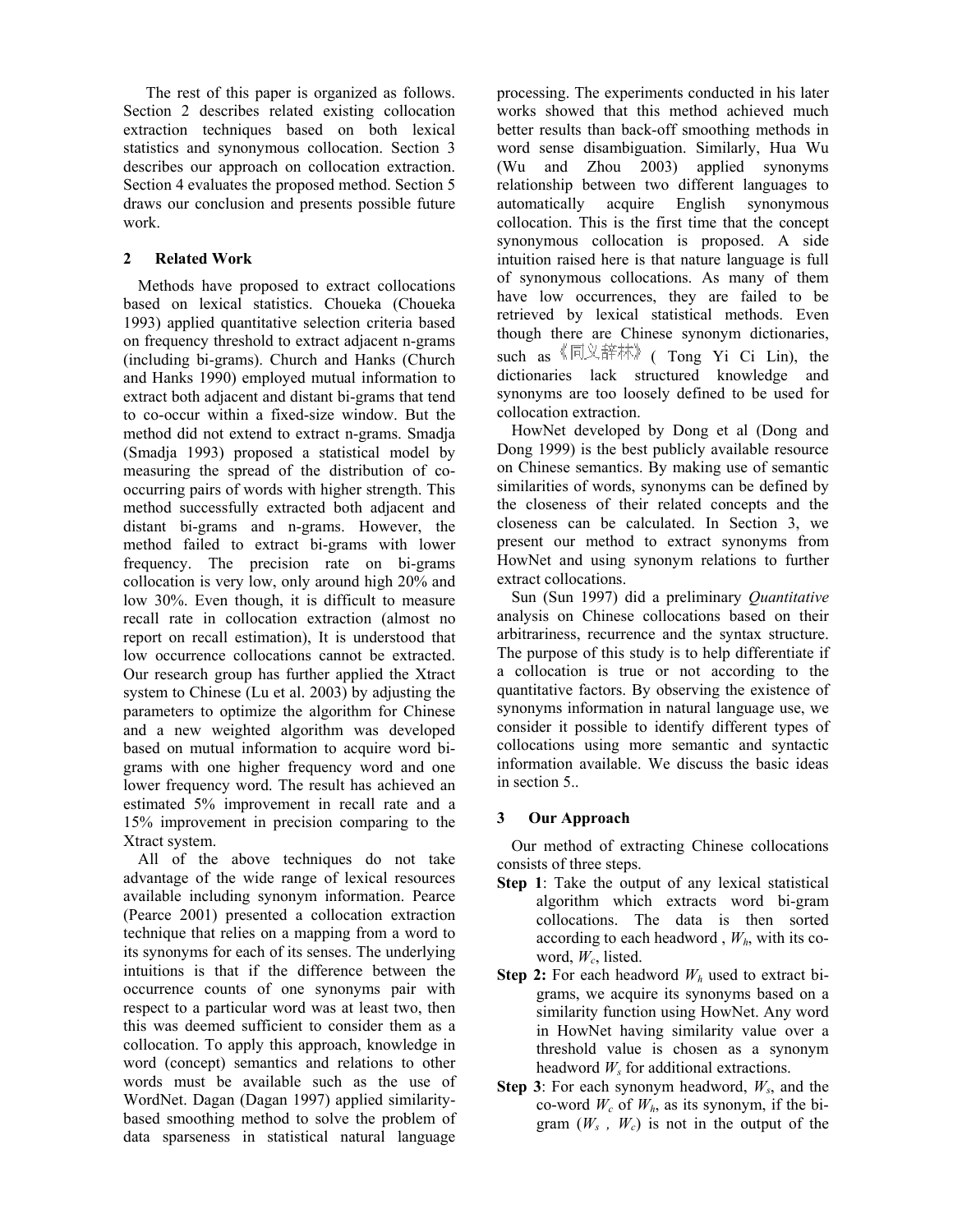The rest of this paper is organized as follows. Section 2 describes related existing collocation extraction techniques based on both lexical statistics and synonymous collocation. Section 3 describes our approach on collocation extraction. Section 4 evaluates the proposed method. Section 5 draws our conclusion and presents possible future work.

## 2 Related Work

Methods have proposed to extract collocations based on lexical statistics. Choueka (Choueka 1993) applied quantitative selection criteria based on frequency threshold to extract adjacent n-grams (including bi-grams). Church and Hanks (Church and Hanks 1990) employed mutual information to extract both adjacent and distant bi-grams that tend to co-occur within a fixed-size window. But the method did not extend to extract n-grams. Smadja (Smadja 1993) proposed a statistical model by measuring the spread of the distribution of co-occurring pairs of words with higher strength. This method successfully extracted both adjacent and distant bi-grams and n-grams. However, the method failed to extract bi-grams with lower frequency. The precision rate on bi-grams collocation is very low, only around high 20% and low 30%. Even though, it is difficult to measure recall rate in collocation extraction (almost no report on recall estimation), It is understood that low occurrence collocations cannot be extracted. Our research group has further applied the Xtract system to Chinese (Lu et al. 2003) by adjusting the parameters to optimize the algorithm for Chinese and a new weighted algorithm was developed based on mutual information to acquire word bi-grams with one higher frequency word and one lower frequency word. The result has achieved an estimated 5% improvement in recall rate and a 15% improvement in precision comparing to the Xtract system.

All of the above techniques do not take advantage of the wide range of lexical resources available including synonym information. Pearce (Pearce 2001) presented a collocation extraction technique that relies on a mapping from a word to its synonyms for each of its senses. The underlying intuitions is that if the difference between the occurrence counts of one synonyms pair with respect to a particular word was at least two, then this was deemed sufficient to consider them as a collocation. To apply this approach, knowledge in word (concept) semantics and relations to other words must be available such as the use of WordNet. Dagan (Dagan 1997) applied similarity-based smoothing method to solve the problem of data sparseness in statistical natural language processing. The experiments conducted in his later works showed that this method achieved much better results than back-off smoothing methods in word sense disambiguation. Similarly, Hua Wu (Wu and Zhou 2003) applied synonyms relationship between two different languages to automatically acquire English synonymous collocation. This is the first time that the concept synonymous collocation is proposed. A side intuition raised here is that nature language is full of synonymous collocations. As many of them have low occurrences, they are failed to be retrieved by lexical statistical methods. Even though there are Chinese synonym dictionaries, such as 《同义辞林》( Tong Yi Ci Lin), the dictionaries lack structured knowledge and synonyms are too loosely defined to be used for collocation extraction.

HowNet developed by Dong et al (Dong and Dong 1999) is the best publicly available resource on Chinese semantics. By making use of semantic similarities of words, synonyms can be defined by the closeness of their related concepts and the closeness can be calculated. In Section 3, we present our method to extract synonyms from HowNet and using synonym relations to further extract collocations.

Sun (Sun 1997) did a preliminary *Quantitative* analysis on Chinese collocations based on their arbitrariness, recurrence and the syntax structure. The purpose of this study is to help differentiate if a collocation is true or not according to the quantitative factors. By observing the existence of synonyms information in natural language use, we consider it possible to identify different types of collocations using more semantic and syntactic information available. We discuss the basic ideas in section 5..

## 3 Our Approach

Our method of extracting Chinese collocations consists of three steps.

**Step 1**: Take the output of any lexical statistical algorithm which extracts word bi-gram collocations. The data is then sorted according to each headword , $W_h$, with its co-word, $W_c$, listed.

**Step 2:** For each headword $W_h$ used to extract bi-grams, we acquire its synonyms based on a similarity function using HowNet. Any word in HowNet having similarity value over a threshold value is chosen as a synonym headword $W_s$ for additional extractions.

**Step 3**: For each synonym headword, $W_s$, and the co-word $W_c$ of $W_h$, as its synonym, if the bi-gram ($W_s$ , $W_c$) is not in the output of the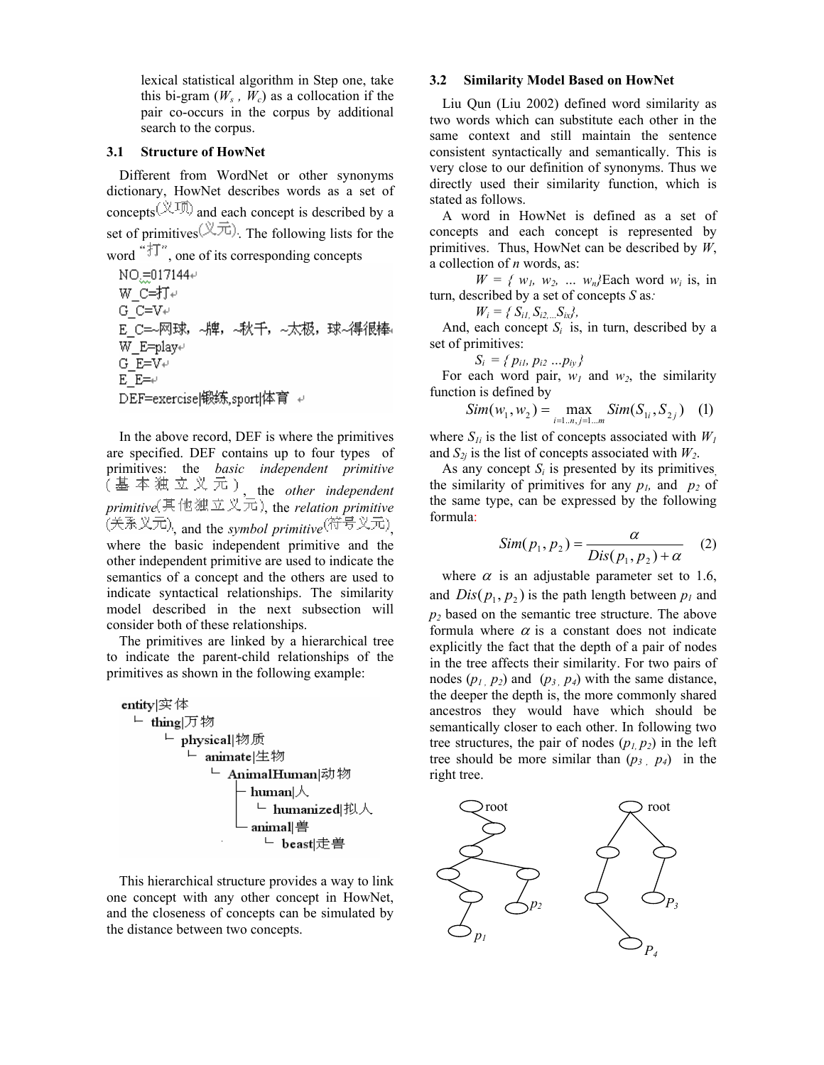lexical statistical algorithm in Step one, take this bi-gram ($W_s$ , $W_c$) as a collocation if the pair co-occurs in the corpus by additional search to the corpus.

### 3.1 Structure of HowNet

Different from WordNet or other synonyms dictionary, HowNet describes words as a set of concepts(义项) and each concept is described by a set of primitives(义元). The following lists for the word "打", one of its corresponding concepts

```
NO.=017144
W_C=打
G_C=V
E_C=~网球，~牌，~秋千，~太极，球~得很棒
W_E=play
G_E=V
E_E=
DEF=exercise|锻练,sport|体育
```

In the above record, DEF is where the primitives are specified. DEF contains up to four types of primitives: the *basic independent primitive* (基本独立义元), the *other independent primitive*(其他独立义元), the *relation primitive* (关系义元), and the *symbol primitive*(符号义元), where the basic independent primitive and the other independent primitive are used to indicate the semantics of a concept and the others are used to indicate syntactical relationships. The similarity model described in the next subsection will consider both of these relationships.

The primitives are linked by a hierarchical tree to indicate the parent-child relationships of the primitives as shown in the following example:

```
entity|实体
  └ thing|万物
      └ physical|物质
          └ animate|生物
              └ AnimalHuman|动物
                  ├ human|人
                  │   └ humanized|拟人
                  └ animal|兽
                      └ beast|走兽
```

This hierarchical structure provides a way to link one concept with any other concept in HowNet, and the closeness of concepts can be simulated by the distance between two concepts.

### 3.2 Similarity Model Based on HowNet

Liu Qun (Liu 2002) defined word similarity as two words which can substitute each other in the same context and still maintain the sentence consistent syntactically and semantically. This is very close to our definition of synonyms. Thus we directly used their similarity function, which is stated as follows.

A word in HowNet is defined as a set of concepts and each concept is represented by primitives. Thus, HowNet can be described by $W$, a collection of $n$ words, as:

$W = \{ w_1, w_2, \ldots w_n \}$Each word $w_i$ is, in turn, described by a set of concepts $S$ as:

$W_i = \{ S_{i1}, S_{i2,\ldots} S_{ix} \}$,

And, each concept $S_i$ is, in turn, described by a set of primitives:

$S_i = \{ p_{i1}, p_{i2} \ldots p_{iy} \}$

For each word pair, $w_1$ and $w_2$, the similarity function is defined by

$$Sim(w_1, w_2) = \max_{i=1..n,\, j=1\ldots m} Sim(S_{1i}, S_{2j}) \quad (1)$$

where $S_{1i}$ is the list of concepts associated with $W_1$ and $S_{2j}$ is the list of concepts associated with $W_2$.

As any concept $S_i$ is presented by its primitives, the similarity of primitives for any $p_1$, and $p_2$ of the same type, can be expressed by the following formula:

$$Sim(p_1, p_2) = \frac{\alpha}{Dis(p_1, p_2) + \alpha} \quad (2)$$

where $\alpha$ is an adjustable parameter set to 1.6, and $Dis(p_1, p_2)$ is the path length between $p_1$ and $p_2$ based on the semantic tree structure. The above formula where $\alpha$ is a constant does not indicate explicitly the fact that the depth of a pair of nodes in the tree affects their similarity. For two pairs of nodes ($p_1$, $p_2$) and ($p_3$, $p_4$) with the same distance, the deeper the depth is, the more commonly shared ancestros they would have which should be semantically closer to each other. In following two tree structures, the pair of nodes ($p_1$, $p_2$) in the left tree should be more similar than ($p_3$, $p_4$) in the right tree.

root

$p_2$

$p_1$

root

$P_3$

$P_4$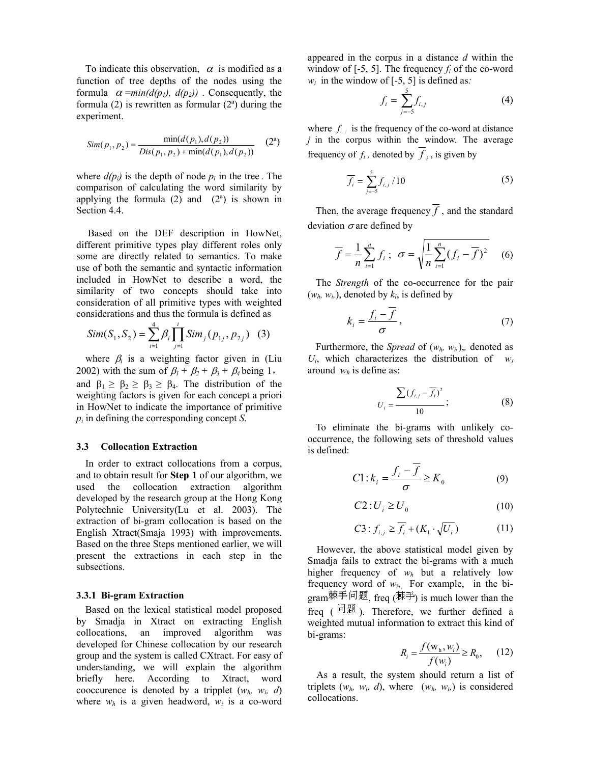To indicate this observation, $\alpha$ is modified as a function of tree depths of the nodes using the formula $\alpha = min(d(p_1), d(p_2))$ . Consequently, the formula (2) is rewritten as formular (2[a]) during the experiment.

$$Sim(p_1, p_2) = \frac{\min(d(p_1), d(p_2))}{Dis(p_1, p_2) + \min(d(p_1), d(p_2))} \quad (2^a)$$

where $d(p_i)$ is the depth of node $p_i$ in the tree . The comparison of calculating the word similarity by applying the formula (2) and (2[a]) is shown in Section 4.4.

Based on the DEF description in HowNet, different primitive types play different roles only some are directly related to semantics. To make use of both the semantic and syntactic information included in HowNet to describe a word, the similarity of two concepts should take into consideration of all primitive types with weighted considerations and thus the formula is defined as

$$Sim(S_1, S_2) = \sum_{i=1}^{4} \beta_i \prod_{j=1}^{i} Sim_j(p_{1j}, p_{2j}) \quad (3)$$

where $\beta_i$ is a weighting factor given in (Liu 2002) with the sum of $\beta_1 + \beta_2 + \beta_3 + \beta_4$ being 1， and $\beta_1 \geq \beta_2 \geq \beta_3 \geq \beta_4$. The distribution of the weighting factors is given for each concept a priori in HowNet to indicate the importance of primitive $p_i$ in defining the corresponding concept $S$.

### 3.3 Collocation Extraction

In order to extract collocations from a corpus, and to obtain result for **Step 1** of our algorithm, we used the collocation extraction algorithm developed by the research group at the Hong Kong Polytechnic University(Lu et al. 2003). The extraction of bi-gram collocation is based on the English Xtract(Smaja 1993) with improvements. Based on the three Steps mentioned earlier, we will present the extractions in each step in the subsections.

#### 3.3.1 Bi-gram Extraction

Based on the lexical statistical model proposed by Smadja in Xtract on extracting English collocations, an improved algorithm was developed for Chinese collocation by our research group and the system is called CXtract. For easy of understanding, we will explain the algorithm briefly here. According to Xtract, word cooccurence is denoted by a tripplet ($w_h$, $w_i$, $d$) where $w_h$ is a given headword, $w_i$ is a co-word appeared in the corpus in a distance $d$ within the window of [-5, 5]. The frequency $f_i$ of the co-word $w_i$ in the window of [-5, 5] is defined as:

$$f_i = \sum_{j=-5}^{5} f_{i,j} \quad (4)$$

where $f_{i,j}$ is the frequency of the co-word at distance $j$ in the corpus within the window. The average frequency of $f_i$, denoted by $\overline{f_i}$, is given by

$$\overline{f_i} = \sum_{j=-5}^{5} f_{i,j} / 10 \quad (5)$$

Then, the average frequency $\overline{f}$, and the standard deviation $\sigma$ are defined by

$$\overline{f} = \frac{1}{n}\sum_{i=1}^{n} f_i \; ; \quad \sigma = \sqrt{\frac{1}{n}\sum_{i=1}^{n}(f_i - \overline{f})^2} \quad (6)$$

The *Strength* of the co-occurrence for the pair ($w_h$, $w_i$), denoted by $k_i$, is defined by

$$k_i = \frac{f_i - \overline{f}}{\sigma}, \quad (7)$$

Furthermore, the *Spread* of ($w_h$, $w_i$), denoted as $U_i$, which characterizes the distribution of $w_i$ around $w_h$ is define as:

$$U_i = \frac{\sum (f_{i,j} - \overline{f_i})^2}{10}; \quad (8)$$

To eliminate the bi-grams with unlikely co-occurrence, the following sets of threshold values is defined:

$$C1: k_i = \frac{f_i - \overline{f}}{\sigma} \geq K_0 \quad (9)$$

$$C2: U_i \geq U_0 \quad (10)$$

$$C3: f_{i,j} \geq \overline{f_i} + (K_1 \cdot \sqrt{U_i}) \quad (11)$$

However, the above statistical model given by Smadja fails to extract the bi-grams with a much higher frequency of $w_h$ but a relatively low frequency word of $w_i$. For example, in the bi-gram棘手问题, freq (棘手) is much lower than the freq (问题). Therefore, we further defined a weighted mutual information to extract this kind of bi-grams:

$$R_i = \frac{f(w_h, w_i)}{f(w_i)} \geq R_0, \quad (12)$$

As a result, the system should return a list of triplets ($w_h$, $w_i$, $d$), where ($w_h$, $w_i$) is considered collocations.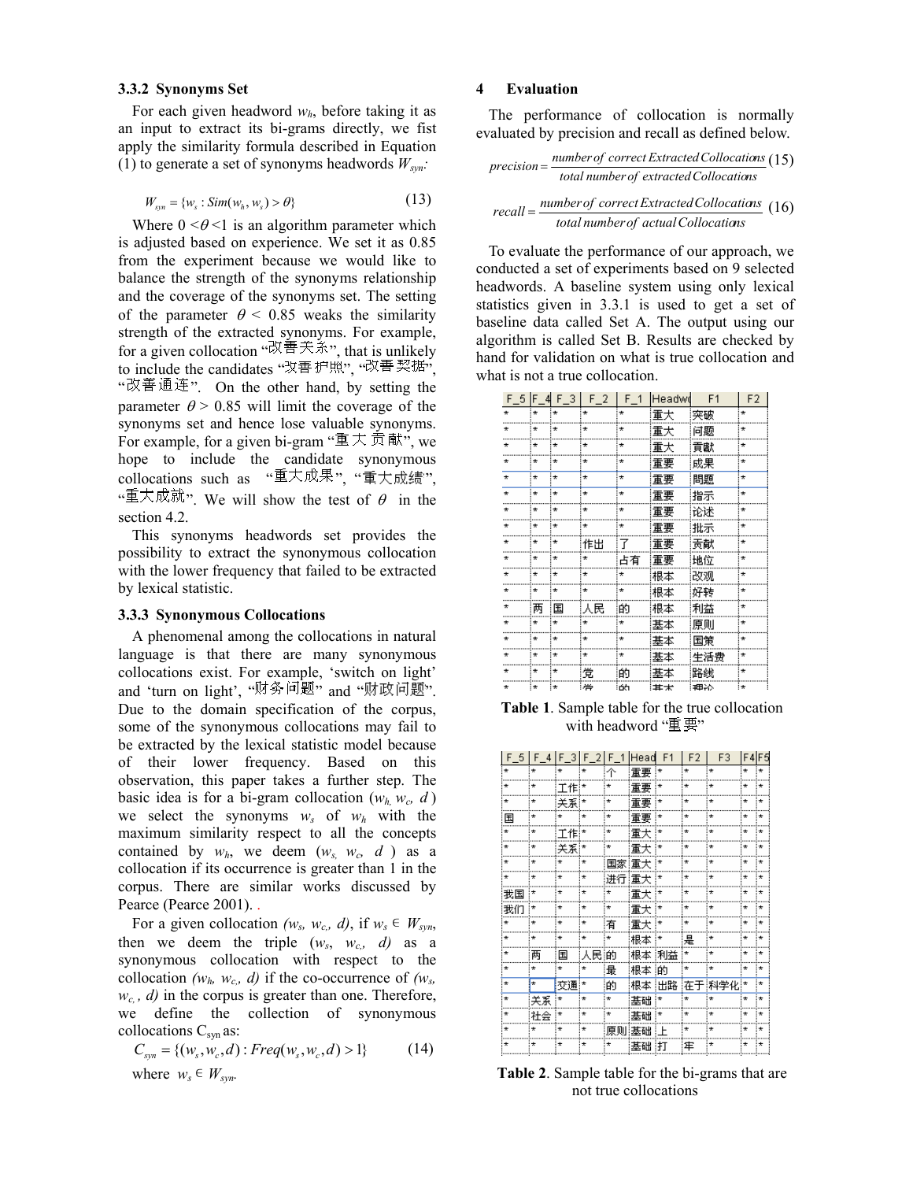### 3.3.2 Synonyms Set

For each given headword $w_h$, before taking it as an input to extract its bi-grams directly, we fist apply the similarity formula described in Equation (1) to generate a set of synonyms headwords $W_{syn}$:

$$W_{syn} = \{w_s : Sim(w_h, w_s) > \theta\} \quad (13)$$

Where $0 < \theta < 1$ is an algorithm parameter which is adjusted based on experience. We set it as 0.85 from the experiment because we would like to balance the strength of the synonyms relationship and the coverage of the synonyms set. The setting of the parameter $\theta < 0.85$ weaks the similarity strength of the extracted synonyms. For example, for a given collocation "改善关系", that is unlikely to include the candidates "改善护照", "改善契据", "改善通连". On the other hand, by setting the parameter $\theta > 0.85$ will limit the coverage of the synonyms set and hence lose valuable synonyms. For example, for a given bi-gram "重大贡献", we hope to include the candidate synonymous collocations such as "重大成果", "重大成绩", "重大成就". We will show the test of $\theta$ in the section 4.2.

This synonyms headwords set provides the possibility to extract the synonymous collocation with the lower frequency that failed to be extracted by lexical statistic.

### 3.3.3 Synonymous Collocations

A phenomenal among the collocations in natural language is that there are many synonymous collocations exist. For example, 'switch on light' and 'turn on light', "财务问题" and "财政问题". Due to the domain specification of the corpus, some of the synonymous collocations may fail to be extracted by the lexical statistic model because of their lower frequency. Based on this observation, this paper takes a further step. The basic idea is for a bi-gram collocation ($w_h$, $w_c$, $d$) we select the synonyms $w_s$ of $w_h$ with the maximum similarity respect to all the concepts contained by $w_h$, we deem ($w_s$, $w_c$, $d$) as a collocation if its occurrence is greater than 1 in the corpus. There are similar works discussed by Pearce (Pearce 2001). .

For a given collocation *($w_s$, $w_c$, d)*, if $w_s \in W_{syn}$, then we deem the triple ($w_s$, $w_c$, *d)* as a synonymous collocation with respect to the collocation *($w_h$, $w_c$, d)* if the co-occurrence of *($w_s$, $w_c$, d)* in the corpus is greater than one. Therefore, we define the collection of synonymous collocations $C_{syn}$ as:

$$C_{syn} = \{(w_s, w_c, d) : Freq(w_s, w_c, d) > 1\} \quad (14)$$

where $w_s \in W_{syn}$.

## 4 Evaluation

The performance of collocation is normally evaluated by precision and recall as defined below.

$$precision = \frac{number\ of\ correct\ Extracted\ Collocations}{total\ number\ of\ extracted\ Collocations} \quad (15)$$

$$recall = \frac{number\ of\ correct\ Extracted\ Collocations}{total\ number\ of\ actual\ Collocations} \quad (16)$$

To evaluate the performance of our approach, we conducted a set of experiments based on 9 selected headwords. A baseline system using only lexical statistics given in 3.3.1 is used to get a set of baseline data called Set A. The output using our algorithm is called Set B. Results are checked by hand for validation on what is true collocation and what is not a true collocation.

| F_5 | F_4 | F_3 | F_2 | F_1 | Headw | F1 | F2 |
|---|---|---|---|---|---|---|---|
| * | * | * | * | * | 重大 | 突破 | * |
| * | * | * | * | * | 重大 | 问题 | * |
| * | * | * | * | * | 重大 | 貢獻 | * |
| * | * | * | * | * | 重要 | 成果 | * |
| * | * | * | * | * | 重要 | 問題 | * |
| * | * | * | * | * | 重要 | 指示 | * |
| * | * | * | * | * | 重要 | 论述 | * |
| * | * | * | * | * | 重要 | 批示 | * |
| * | * | * | 作出 | 了 | 重要 | 贡献 | * |
| * | * | * | * | 占有 | 重要 | 地位 | * |
| * | * | * | * | * | 根本 | 改观 | * |
| * | * | * | * | * | 根本 | 好转 | * |
| * | 两 | 国 | 人民 | 的 | 根本 | 利益 | * |
| * | * | * | * | * | 基本 | 原则 | * |
| * | * | * | * | * | 基本 | 国策 | * |
| * | * | * | * | * | 基本 | 生活费 | * |
| * | * | * | 党 | 的 | 基本 | 路线 | * |

**Table 1**. Sample table for the true collocation with headword "重要"

| F_5 | F_4 | F_3 | F_2 | F_1 | Head | F1 | F2 | F3 | F4 | F5 |
|---|---|---|---|---|---|---|---|---|---|---|
| * | * | * | * | 个 | 重要 | * | * | * | * | * |
| * | * | 工作 | * | * | 重要 | * | * | * | * | * |
| * | * | 关系 | * | * | 重要 | * | * | * | * | * |
| 国 | * | * | * | * | 重要 | * | * | * | * | * |
| * | * | 工作 | * | * | 重大 | * | * | * | * | * |
| * | * | 关系 | * | * | 重大 | * | * | * | * | * |
| * | * | * | * | 国家 | 重大 | * | * | * | * | * |
| * | * | * | * | 进行 | 重大 | * | * | * | * | * |
| 我国 | * | * | * | * | 重大 | * | * | * | * | * |
| 我们 | * | * | * | * | 重大 | * | * | * | * | * |
| * | * | * | * | 有 | 重大 | * | * | * | * | * |
| * | * | * | * | * | 根本 | * | 是 | * | * | * |
| * | 两 | 国 | 人民 | 的 | 根本 | 利益 | * | * | * | * |
| * | * | * | * | 最 | 根本 | 的 | * | * | * | * |
| * | * | 交通 | * | 的 | 根本 | 出路 | 在于 | 科学化 | * | * |
| * | 关系 | * | * | * | 基础 | * | * | * | * | * |
| * | 社会 | * | * | * | 基础 | * | * | * | * | * |
| * | * | * | * | 原则 | 基础 | 上 | * | * | * | * |
| * | * | * | * | * | 基础 | 打 | 牢 | * | * | * |

**Table 2**. Sample table for the bi-grams that are not true collocations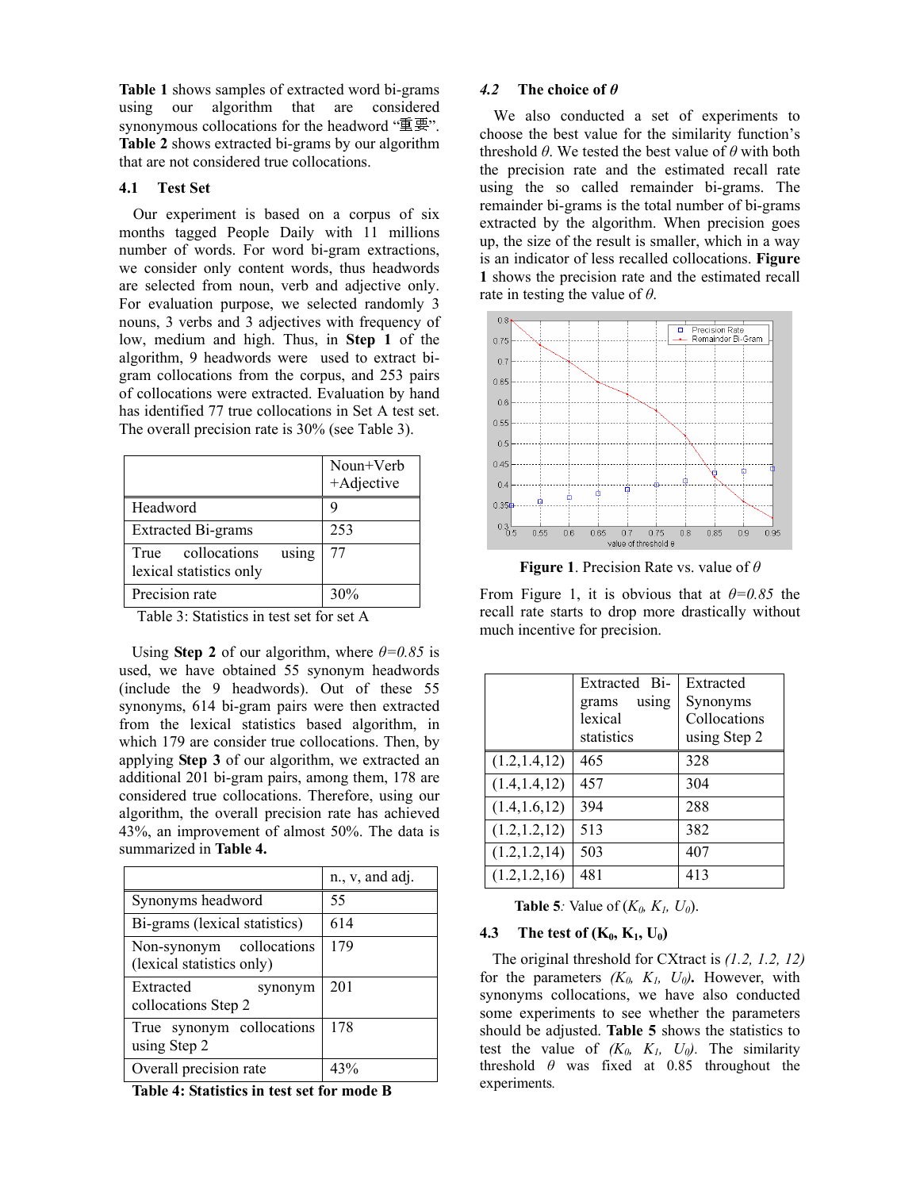**Table 1** shows samples of extracted word bi-grams using our algorithm that are considered synonymous collocations for the headword "重要". **Table 2** shows extracted bi-grams by our algorithm that are not considered true collocations.

### 4.1 Test Set

Our experiment is based on a corpus of six months tagged People Daily with 11 millions number of words. For word bi-gram extractions, we consider only content words, thus headwords are selected from noun, verb and adjective only. For evaluation purpose, we selected randomly 3 nouns, 3 verbs and 3 adjectives with frequency of low, medium and high. Thus, in **Step 1** of the algorithm, 9 headwords were used to extract bi-gram collocations from the corpus, and 253 pairs of collocations were extracted. Evaluation by hand has identified 77 true collocations in Set A test set. The overall precision rate is 30% (see Table 3).

| | Noun+Verb +Adjective |
|---|---|
| Headword | 9 |
| Extracted Bi-grams | 253 |
| True collocations using lexical statistics only | 77 |
| Precision rate | 30% |

Table 3: Statistics in test set for set A

Using **Step 2** of our algorithm, where $\theta=0.85$ is used, we have obtained 55 synonym headwords (include the 9 headwords). Out of these 55 synonyms, 614 bi-gram pairs were then extracted from the lexical statistics based algorithm, in which 179 are consider true collocations. Then, by applying **Step 3** of our algorithm, we extracted an additional 201 bi-gram pairs, among them, 178 are considered true collocations. Therefore, using our algorithm, the overall precision rate has achieved 43%, an improvement of almost 50%. The data is summarized in **Table 4.**

| | n., v, and adj. |
|---|---|
| Synonyms headword | 55 |
| Bi-grams (lexical statistics) | 614 |
| Non-synonym collocations (lexical statistics only) | 179 |
| Extracted synonym collocations Step 2 | 201 |
| True synonym collocations using Step 2 | 178 |
| Overall precision rate | 43% |

**Table 4: Statistics in test set for mode B**

### *4.2* The choice of $\theta$

We also conducted a set of experiments to choose the best value for the similarity function's threshold $\theta$. We tested the best value of $\theta$ with both the precision rate and the estimated recall rate using the so called remainder bi-grams. The remainder bi-grams is the total number of bi-grams extracted by the algorithm. When precision goes up, the size of the result is smaller, which in a way is an indicator of less recalled collocations. **Figure 1** shows the precision rate and the estimated recall rate in testing the value of $\theta$.

Precision Rate
Remainder Bi-Gram
0.8
0.75
0.7
0.65
0.6
0.55
0.5
0.45
0.4
0.35
0.3
0.5 0.55 0.6 0.65 0.7 0.75 0.8 0.85 0.9 0.95
value of threshold θ

**Figure 1**. Precision Rate vs. value of $\theta$

From Figure 1, it is obvious that at $\theta=0.85$ the recall rate starts to drop more drastically without much incentive for precision.

| | Extracted Bi-grams using lexical statistics | Extracted Synonyms Collocations using Step 2 |
|---|---|---|
| (1.2,1.4,12) | 465 | 328 |
| (1.4,1.4,12) | 457 | 304 |
| (1.4,1.6,12) | 394 | 288 |
| (1.2,1.2,12) | 513 | 382 |
| (1.2,1.2,14) | 503 | 407 |
| (1.2,1.2,16) | 481 | 413 |

**Table 5**: Value of ($K_0$, $K_1$, $U_0$).

### 4.3 The test of ($K_0$, $K_1$, $U_0$)

The original threshold for CXtract is *(1.2, 1.2, 12)* for the parameters *($K_0$, $K_1$, $U_0$)*. However, with synonyms collocations, we have also conducted some experiments to see whether the parameters should be adjusted. **Table 5** shows the statistics to test the value of *($K_0$, $K_1$, $U_0$)*. The similarity threshold $\theta$ was fixed at 0.85 throughout the experiments.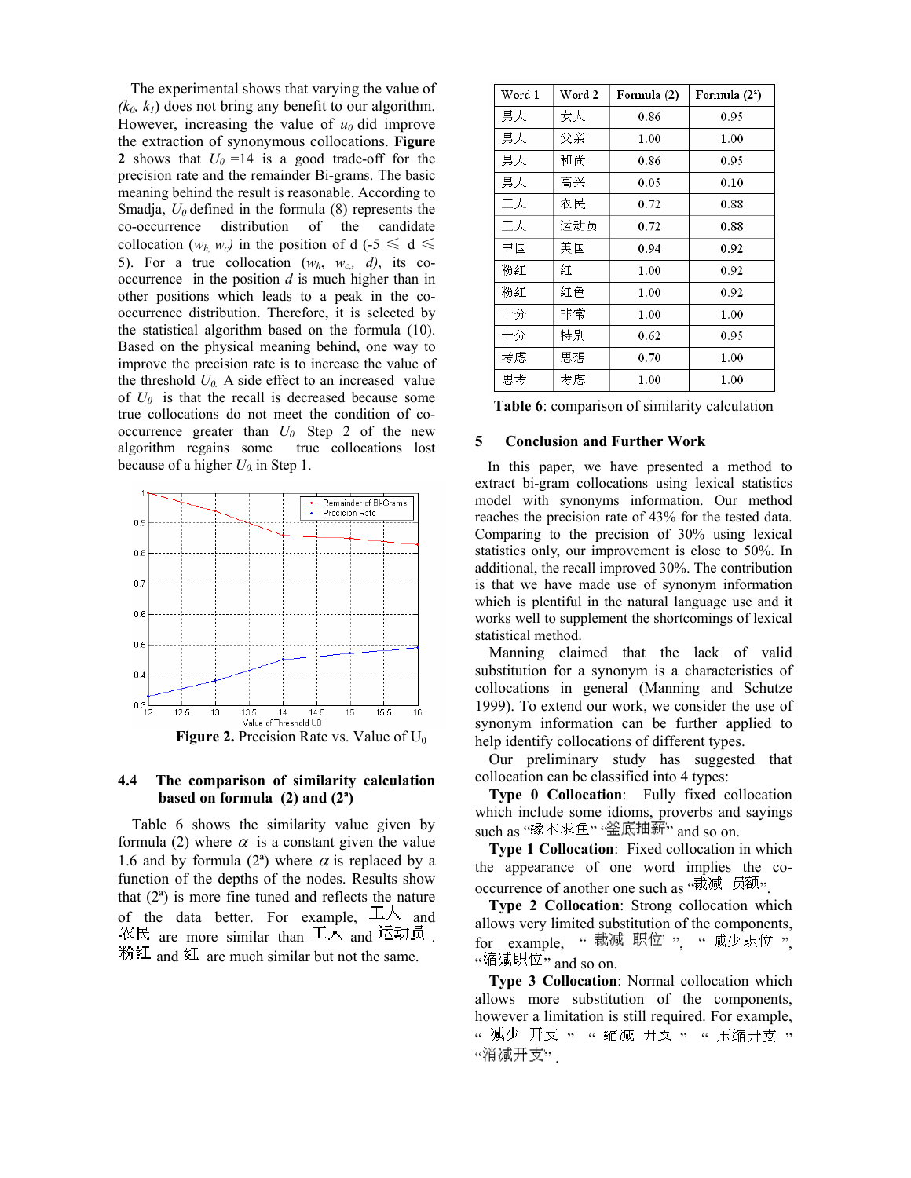The experimental shows that varying the value of ($k_0$, $k_1$) does not bring any benefit to our algorithm. However, increasing the value of $u_0$ did improve the extraction of synonymous collocations. **Figure 2** shows that $U_0$ =14 is a good trade-off for the precision rate and the remainder Bi-grams. The basic meaning behind the result is reasonable. According to Smadja, $U_0$ defined in the formula (8) represents the co-occurrence distribution of the candidate collocation ($w_h$, $w_c$) in the position of d ($-5 \leqslant d \leqslant 5$). For a true collocation ($w_h$, $w_c$, $d$), its co-occurrence in the position $d$ is much higher than in other positions which leads to a peak in the co-occurrence distribution. Therefore, it is selected by the statistical algorithm based on the formula (10). Based on the physical meaning behind, one way to improve the precision rate is to increase the value of the threshold $U_0$. A side effect to an increased value of $U_0$ is that the recall is decreased because some true collocations do not meet the condition of co-occurrence greater than $U_0$. Step 2 of the new algorithm regains some true collocations lost because of a higher $U_0$ in Step 1.

Remainder of Bi-Grams
Precision Rate
1
0.9
0.8
0.7
0.6
0.5
0.4
0.3
12 12.5 13 13.5 14 14.5 15 15.5 16
Value of Threshold U0

**Figure 2.** Precision Rate vs. Value of $U_0$

### 4.4 The comparison of similarity calculation based on formula (2) and (2ª)

Table 6 shows the similarity value given by formula (2) where $\alpha$ is a constant given the value 1.6 and by formula (2ª) where $\alpha$ is replaced by a function of the depths of the nodes. Results show that (2ª) is more fine tuned and reflects the nature of the data better. For example, 工人 and 农民 are more similar than 工人 and 运动员. 粉红 and 红 are much similar but not the same.

| Word 1 | Word 2 | Formula (2) | Formula (2ª) |
|---|---|---|---|
| 男人 | 女人 | 0.86 | 0.95 |
| 男人 | 父亲 | 1.00 | 1.00 |
| 男人 | 和尚 | 0.86 | 0.95 |
| 男人 | 高兴 | 0.05 | 0.10 |
| 工人 | 农民 | 0.72 | 0.88 |
| 工人 | 运动员 | 0.72 | 0.88 |
| 中国 | 美国 | 0.94 | 0.92 |
| 粉红 | 红 | 1.00 | 0.92 |
| 粉红 | 红色 | 1.00 | 0.92 |
| 十分 | 非常 | 1.00 | 1.00 |
| 十分 | 特别 | 0.62 | 0.95 |
| 考虑 | 思想 | 0.70 | 1.00 |
| 思考 | 考虑 | 1.00 | 1.00 |

**Table 6**: comparison of similarity calculation

## 5 Conclusion and Further Work

In this paper, we have presented a method to extract bi-gram collocations using lexical statistics model with synonyms information. Our method reaches the precision rate of 43% for the tested data. Comparing to the precision of 30% using lexical statistics only, our improvement is close to 50%. In additional, the recall improved 30%. The contribution is that we have made use of synonym information which is plentiful in the natural language use and it works well to supplement the shortcomings of lexical statistical method.

Manning claimed that the lack of valid substitution for a synonym is a characteristics of collocations in general (Manning and Schutze 1999). To extend our work, we consider the use of synonym information can be further applied to help identify collocations of different types.

Our preliminary study has suggested that collocation can be classified into 4 types:

**Type 0 Collocation**: Fully fixed collocation which include some idioms, proverbs and sayings such as "缘木求鱼" "釜底抽薪" and so on.

**Type 1 Collocation**: Fixed collocation in which the appearance of one word implies the co-occurrence of another one such as "裁减 员额".

**Type 2 Collocation**: Strong collocation which allows very limited substitution of the components, for example, "裁减 职位", "减少职位", "缩减职位" and so on.

**Type 3 Collocation**: Normal collocation which allows more substitution of the components, however a limitation is still required. For example, "减少 开支" "缩减 开支" "压缩开支" "消减开支".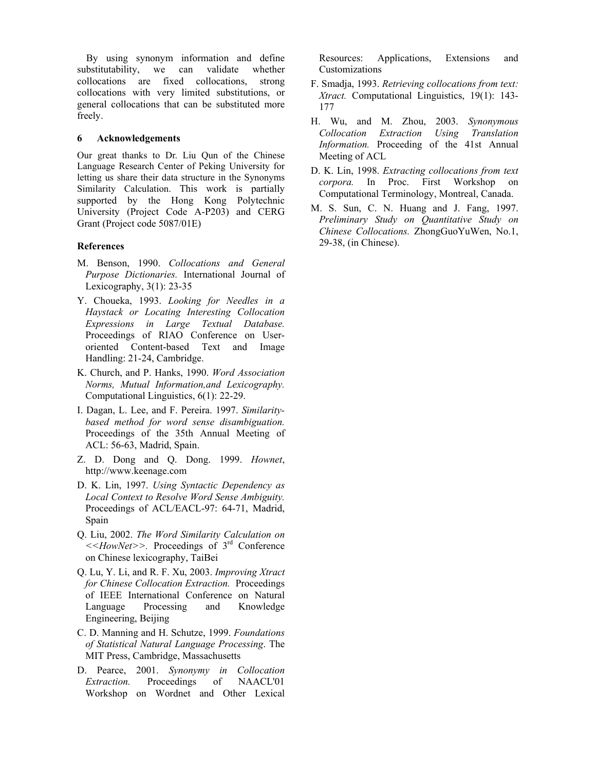By using synonym information and define substitutability, we can validate whether collocations are fixed collocations, strong collocations with very limited substitutions, or general collocations that can be substituted more freely.

## 6 Acknowledgements

Our great thanks to Dr. Liu Qun of the Chinese Language Research Center of Peking University for letting us share their data structure in the Synonyms Similarity Calculation. This work is partially supported by the Hong Kong Polytechnic University (Project Code A-P203) and CERG Grant (Project code 5087/01E)

## References

M. Benson, 1990. *Collocations and General Purpose Dictionaries.* International Journal of Lexicography, 3(1): 23-35

Y. Choueka, 1993. *Looking for Needles in a Haystack or Locating Interesting Collocation Expressions in Large Textual Database.* Proceedings of RIAO Conference on User-oriented Content-based Text and Image Handling: 21-24, Cambridge.

K. Church, and P. Hanks, 1990. *Word Association Norms, Mutual Information,and Lexicography.* Computational Linguistics, 6(1): 22-29.

I. Dagan, L. Lee, and F. Pereira. 1997. *Similarity-based method for word sense disambiguation.* Proceedings of the 35th Annual Meeting of ACL: 56-63, Madrid, Spain.

Z. D. Dong and Q. Dong. 1999. *Hownet*, http://www.keenage.com

D. K. Lin, 1997. *Using Syntactic Dependency as Local Context to Resolve Word Sense Ambiguity.* Proceedings of ACL/EACL-97: 64-71, Madrid, Spain

Q. Liu, 2002. *The Word Similarity Calculation on <<HowNet>>.* Proceedings of 3rd Conference on Chinese lexicography, TaiBei

Q. Lu, Y. Li, and R. F. Xu, 2003. *Improving Xtract for Chinese Collocation Extraction.* Proceedings of IEEE International Conference on Natural Language Processing and Knowledge Engineering, Beijing

C. D. Manning and H. Schutze, 1999. *Foundations of Statistical Natural Language Processing*. The MIT Press, Cambridge, Massachusetts

D. Pearce, 2001. *Synonymy in Collocation Extraction.* Proceedings of NAACL'01 Workshop on Wordnet and Other Lexical Resources: Applications, Extensions and Customizations

F. Smadja, 1993. *Retrieving collocations from text: Xtract.* Computational Linguistics, 19(1): 143-177

H. Wu, and M. Zhou, 2003. *Synonymous Collocation Extraction Using Translation Information.* Proceeding of the 41st Annual Meeting of ACL

D. K. Lin, 1998. *Extracting collocations from text corpora.* In Proc. First Workshop on Computational Terminology, Montreal, Canada.

M. S. Sun, C. N. Huang and J. Fang, 1997. *Preliminary Study on Quantitative Study on Chinese Collocations.* ZhongGuoYuWen, No.1, 29-38, (in Chinese).